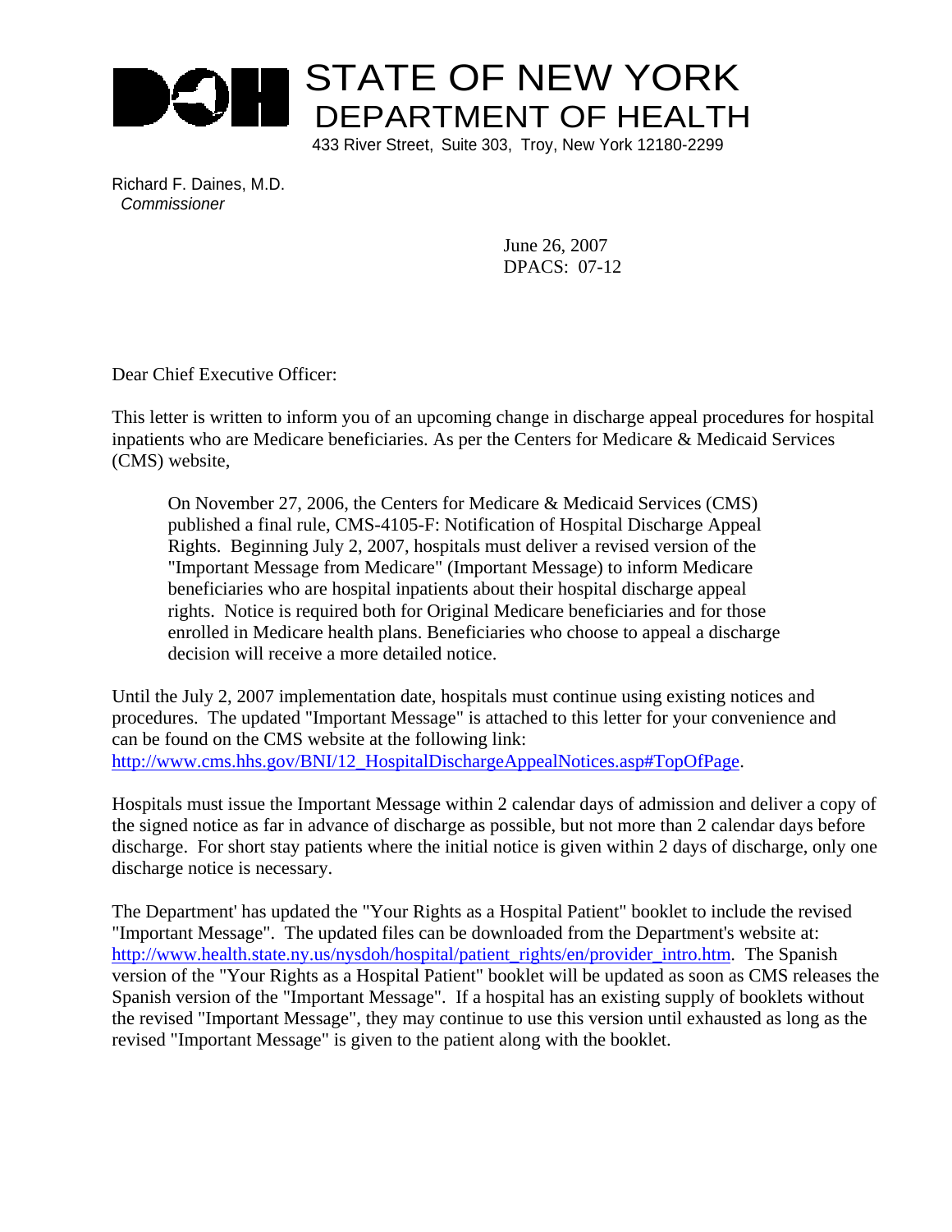# STATE OF NEW YORK
## DEPARTMENT OF HEALTH

433 River Street, Suite 303, Troy, New York 12180-2299

Richard F. Daines, M.D.
*Commissioner*

June 26, 2007
DPACS: 07-12

Dear Chief Executive Officer:

This letter is written to inform you of an upcoming change in discharge appeal procedures for hospital inpatients who are Medicare beneficiaries. As per the Centers for Medicare & Medicaid Services (CMS) website,

> On November 27, 2006, the Centers for Medicare & Medicaid Services (CMS) published a final rule, CMS-4105-F: Notification of Hospital Discharge Appeal Rights. Beginning July 2, 2007, hospitals must deliver a revised version of the "Important Message from Medicare" (Important Message) to inform Medicare beneficiaries who are hospital inpatients about their hospital discharge appeal rights. Notice is required both for Original Medicare beneficiaries and for those enrolled in Medicare health plans. Beneficiaries who choose to appeal a discharge decision will receive a more detailed notice.

Until the July 2, 2007 implementation date, hospitals must continue using existing notices and procedures. The updated "Important Message" is attached to this letter for your convenience and can be found on the CMS website at the following link: http://www.cms.hhs.gov/BNI/12_HospitalDischargeAppealNotices.asp#TopOfPage.

Hospitals must issue the Important Message within 2 calendar days of admission and deliver a copy of the signed notice as far in advance of discharge as possible, but not more than 2 calendar days before discharge. For short stay patients where the initial notice is given within 2 days of discharge, only one discharge notice is necessary.

The Department' has updated the "Your Rights as a Hospital Patient" booklet to include the revised "Important Message". The updated files can be downloaded from the Department's website at: http://www.health.state.ny.us/nysdoh/hospital/patient_rights/en/provider_intro.htm. The Spanish version of the "Your Rights as a Hospital Patient" booklet will be updated as soon as CMS releases the Spanish version of the "Important Message". If a hospital has an existing supply of booklets without the revised "Important Message", they may continue to use this version until exhausted as long as the revised "Important Message" is given to the patient along with the booklet.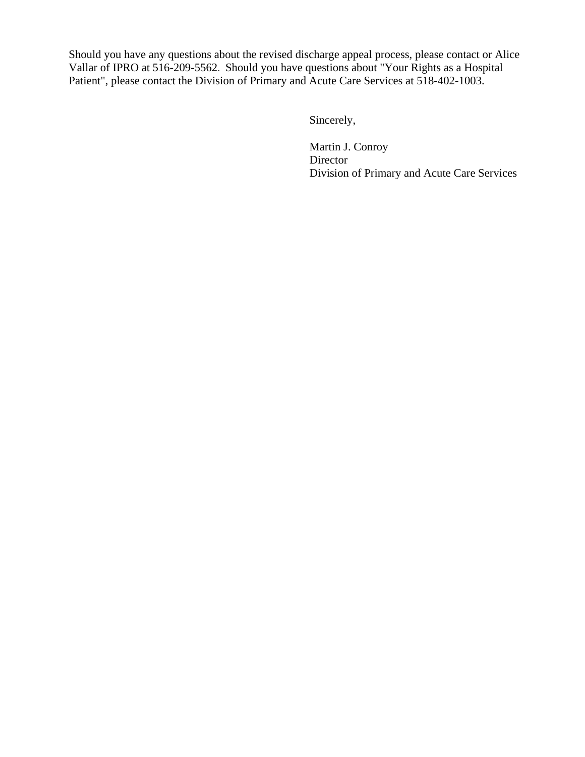Should you have any questions about the revised discharge appeal process, please contact or Alice Vallar of IPRO at 516-209-5562. Should you have questions about "Your Rights as a Hospital Patient", please contact the Division of Primary and Acute Care Services at 518-402-1003.

Sincerely,

Martin J. Conroy  
Director  
Division of Primary and Acute Care Services